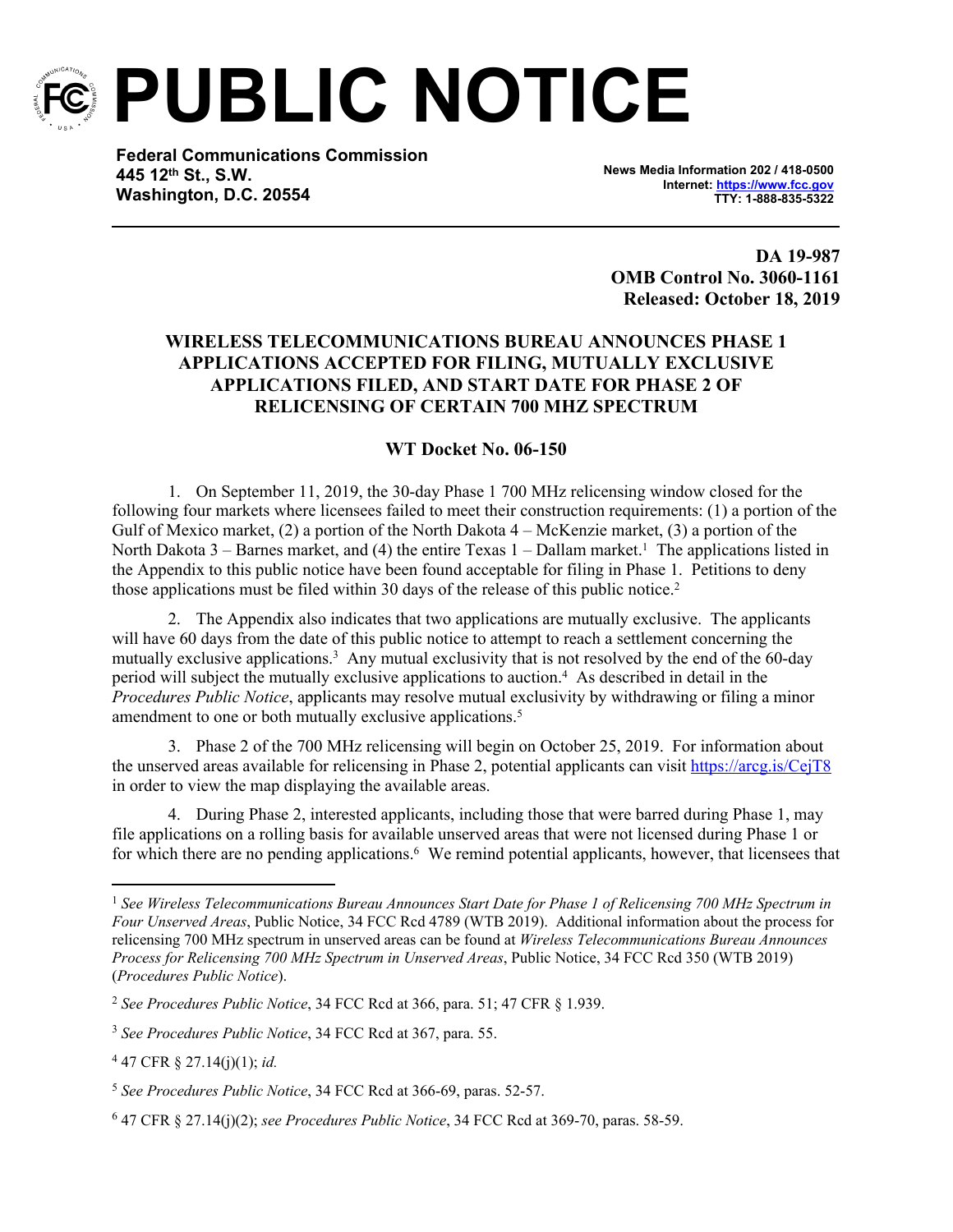# PUBLIC NOTICE

**Federal Communications Commission**
**445 12th St., S.W.**
**Washington, D.C. 20554**

**News Media Information 202 / 418-0500**
**Internet: https://www.fcc.gov**
**TTY: 1-888-835-5322**

**DA 19-987**
**OMB Control No. 3060-1161**
**Released: October 18, 2019**

## WIRELESS TELECOMMUNICATIONS BUREAU ANNOUNCES PHASE 1 APPLICATIONS ACCEPTED FOR FILING, MUTUALLY EXCLUSIVE APPLICATIONS FILED, AND START DATE FOR PHASE 2 OF RELICENSING OF CERTAIN 700 MHZ SPECTRUM

### WT Docket No. 06-150

1. On September 11, 2019, the 30-day Phase 1 700 MHz relicensing window closed for the following four markets where licensees failed to meet their construction requirements: (1) a portion of the Gulf of Mexico market, (2) a portion of the North Dakota 4 – McKenzie market, (3) a portion of the North Dakota 3 – Barnes market, and (4) the entire Texas 1 – Dallam market.[1] The applications listed in the Appendix to this public notice have been found acceptable for filing in Phase 1. Petitions to deny those applications must be filed within 30 days of the release of this public notice.[2]

2. The Appendix also indicates that two applications are mutually exclusive. The applicants will have 60 days from the date of this public notice to attempt to reach a settlement concerning the mutually exclusive applications.[3] Any mutual exclusivity that is not resolved by the end of the 60-day period will subject the mutually exclusive applications to auction.[4] As described in detail in the *Procedures Public Notice*, applicants may resolve mutual exclusivity by withdrawing or filing a minor amendment to one or both mutually exclusive applications.[5]

3. Phase 2 of the 700 MHz relicensing will begin on October 25, 2019. For information about the unserved areas available for relicensing in Phase 2, potential applicants can visit https://arcg.is/CejT8 in order to view the map displaying the available areas.

4. During Phase 2, interested applicants, including those that were barred during Phase 1, may file applications on a rolling basis for available unserved areas that were not licensed during Phase 1 or for which there are no pending applications.[6] We remind potential applicants, however, that licensees that

---

[1] *See Wireless Telecommunications Bureau Announces Start Date for Phase 1 of Relicensing 700 MHz Spectrum in Four Unserved Areas*, Public Notice, 34 FCC Rcd 4789 (WTB 2019). Additional information about the process for relicensing 700 MHz spectrum in unserved areas can be found at *Wireless Telecommunications Bureau Announces Process for Relicensing 700 MHz Spectrum in Unserved Areas*, Public Notice, 34 FCC Rcd 350 (WTB 2019) (*Procedures Public Notice*).

[2] *See Procedures Public Notice*, 34 FCC Rcd at 366, para. 51; 47 CFR § 1.939.

[3] *See Procedures Public Notice*, 34 FCC Rcd at 367, para. 55.

[4] 47 CFR § 27.14(j)(1); *id.*

[5] *See Procedures Public Notice*, 34 FCC Rcd at 366-69, paras. 52-57.

[6] 47 CFR § 27.14(j)(2); *see Procedures Public Notice*, 34 FCC Rcd at 369-70, paras. 58-59.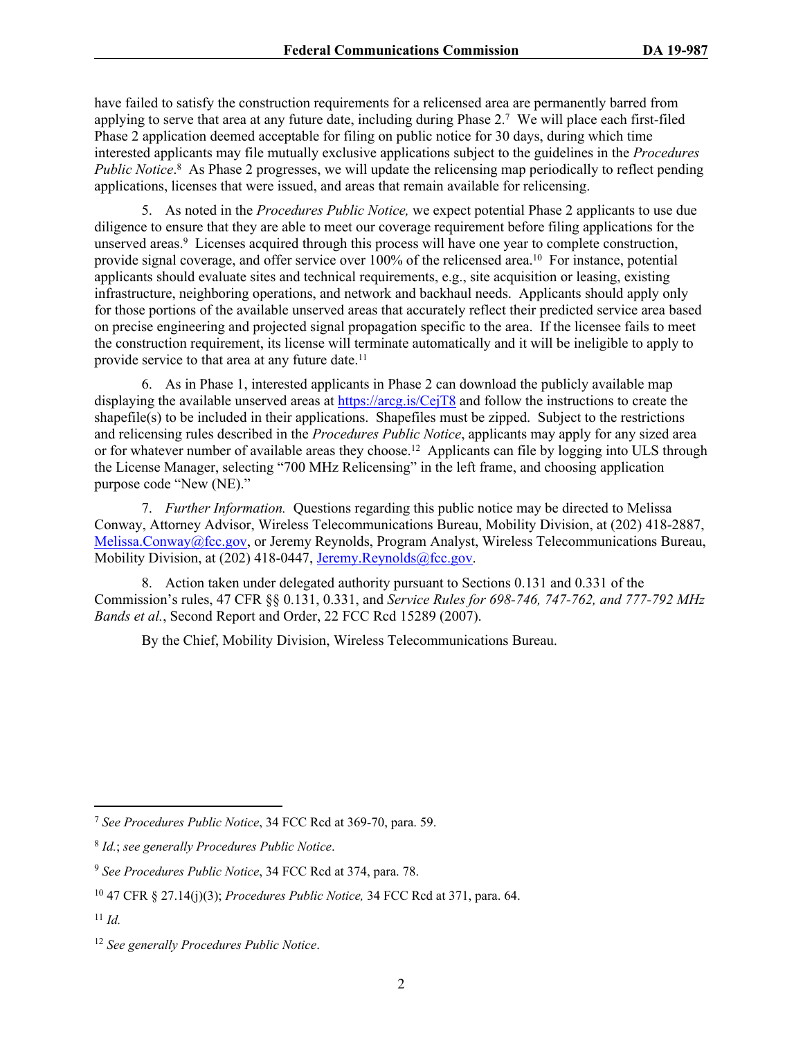have failed to satisfy the construction requirements for a relicensed area are permanently barred from applying to serve that area at any future date, including during Phase 2.[7] We will place each first-filed Phase 2 application deemed acceptable for filing on public notice for 30 days, during which time interested applicants may file mutually exclusive applications subject to the guidelines in the *Procedures Public Notice*.[8] As Phase 2 progresses, we will update the relicensing map periodically to reflect pending applications, licenses that were issued, and areas that remain available for relicensing.

5. As noted in the *Procedures Public Notice,* we expect potential Phase 2 applicants to use due diligence to ensure that they are able to meet our coverage requirement before filing applications for the unserved areas.[9] Licenses acquired through this process will have one year to complete construction, provide signal coverage, and offer service over 100% of the relicensed area.[10] For instance, potential applicants should evaluate sites and technical requirements, e.g., site acquisition or leasing, existing infrastructure, neighboring operations, and network and backhaul needs. Applicants should apply only for those portions of the available unserved areas that accurately reflect their predicted service area based on precise engineering and projected signal propagation specific to the area. If the licensee fails to meet the construction requirement, its license will terminate automatically and it will be ineligible to apply to provide service to that area at any future date.[11]

6. As in Phase 1, interested applicants in Phase 2 can download the publicly available map displaying the available unserved areas at [https://arcg.is/CejT8](https://arcg.is/CejT8) and follow the instructions to create the shapefile(s) to be included in their applications. Shapefiles must be zipped. Subject to the restrictions and relicensing rules described in the *Procedures Public Notice*, applicants may apply for any sized area or for whatever number of available areas they choose.[12] Applicants can file by logging into ULS through the License Manager, selecting "700 MHz Relicensing" in the left frame, and choosing application purpose code "New (NE)."

7. *Further Information.* Questions regarding this public notice may be directed to Melissa Conway, Attorney Advisor, Wireless Telecommunications Bureau, Mobility Division, at (202) 418-2887, [Melissa.Conway@fcc.gov](mailto:Melissa.Conway@fcc.gov), or Jeremy Reynolds, Program Analyst, Wireless Telecommunications Bureau, Mobility Division, at (202) 418-0447, [Jeremy.Reynolds@fcc.gov](mailto:Jeremy.Reynolds@fcc.gov).

8. Action taken under delegated authority pursuant to Sections 0.131 and 0.331 of the Commission's rules, 47 CFR §§ 0.131, 0.331, and *Service Rules for 698-746, 747-762, and 777-792 MHz Bands et al.*, Second Report and Order, 22 FCC Rcd 15289 (2007).

By the Chief, Mobility Division, Wireless Telecommunications Bureau.

---

[7] *See Procedures Public Notice*, 34 FCC Rcd at 369-70, para. 59.

[8] *Id.*; *see generally Procedures Public Notice*.

[9] *See Procedures Public Notice*, 34 FCC Rcd at 374, para. 78.

[10] 47 CFR § 27.14(j)(3); *Procedures Public Notice,* 34 FCC Rcd at 371, para. 64.

[11] *Id.*

[12] *See generally Procedures Public Notice*.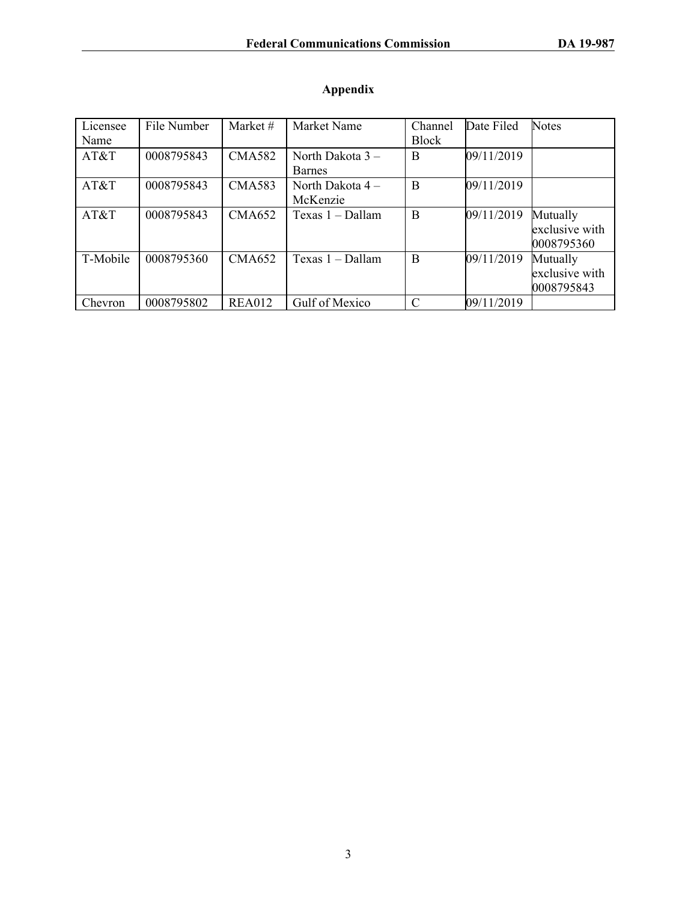## Appendix

| Licensee Name | File Number | Market # | Market Name | Channel Block | Date Filed | Notes |
|---|---|---|---|---|---|---|
| AT&T | 0008795843 | CMA582 | North Dakota 3 – Barnes | B | 09/11/2019 | |
| AT&T | 0008795843 | CMA583 | North Dakota 4 – McKenzie | B | 09/11/2019 | |
| AT&T | 0008795843 | CMA652 | Texas 1 – Dallam | B | 09/11/2019 | Mutually exclusive with 0008795360 |
| T-Mobile | 0008795360 | CMA652 | Texas 1 – Dallam | B | 09/11/2019 | Mutually exclusive with 0008795843 |
| Chevron | 0008795802 | REA012 | Gulf of Mexico | C | 09/11/2019 | |